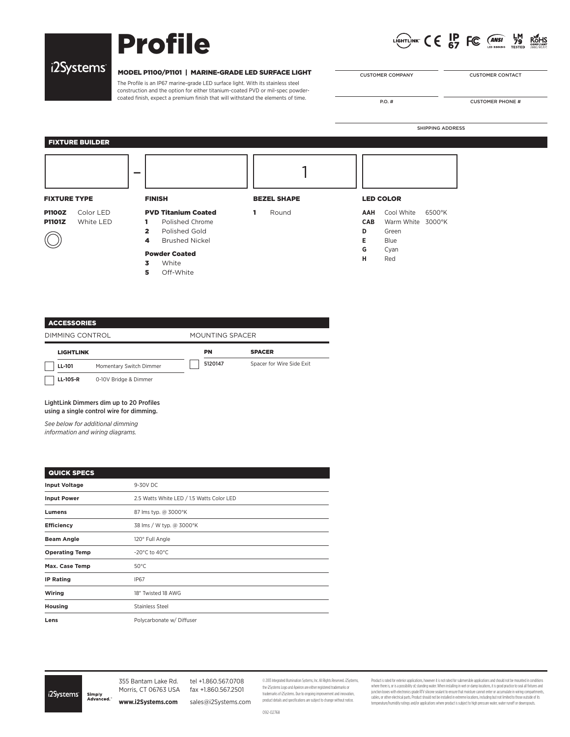# Profile

i2Systems

LIGHTLINK CE IP67 FC ANSI LED BINNING LM 79 TESTED RoHS COMPLIANT 2002/95/EC

## MODEL P1100/P1101 | MARINE-GRADE LED SURFACE LIGHT

The Profile is an IP67 marine-grade LED surface light. With its stainless steel construction and the option for either titanium-coated PVD or mil-spec powder-coated finish, expect a premium finish that will withstand the elements of time.

| CUSTOMER COMPANY | CUSTOMER CONTACT |
|---|---|
| P.O. # | CUSTOMER PHONE # |

SHIPPING ADDRESS

## FIXTURE BUILDER

[ ] – [ ] [ 1 ] [ ]

### FIXTURE TYPE

- **P1100Z** Color LED
- **P1101Z** White LED

### FINISH

**PVD Titanium Coated**

- **1** Polished Chrome
- **2** Polished Gold
- **4** Brushed Nickel

**Powder Coated**

- **3** White
- **5** Off-White

### BEZEL SHAPE

- **1** Round

### LED COLOR

- **AAH** Cool White 6500°K
- **CAB** Warm White 3000°K
- **D** Green
- **E** Blue
- **G** Cyan
- **H** Red

## ACCESSORIES

**DIMMING CONTROL**

| LIGHTLINK | |
|---|---|
| LL-101 | Momentary Switch Dimmer |
| LL-105-R | 0-10V Bridge & Dimmer |

**MOUNTING SPACER**

| PN | SPACER |
|---|---|
| 5120147 | Spacer for Wire Side Exit |

LightLink Dimmers dim up to 20 Profiles using a single control wire for dimming.

*See below for additional dimming information and wiring diagrams.*

## QUICK SPECS

| | |
|---|---|
| **Input Voltage** | 9-30V DC |
| **Input Power** | 2.5 Watts White LED / 1.5 Watts Color LED |
| **Lumens** | 87 lms typ. @ 3000°K |
| **Efficiency** | 38 lms / W typ. @ 3000°K |
| **Beam Angle** | 120° Full Angle |
| **Operating Temp** | -20°C to 40°C |
| **Max. Case Temp** | 50°C |
| **IP Rating** | IP67 |
| **Wiring** | 18" Twisted 18 AWG |
| **Housing** | Stainless Steel |
| **Lens** | Polycarbonate w/ Diffuser |

i2Systems Simply Advanced.

355 Bantam Lake Rd.
Morris, CT 06763 USA
**www.i2Systems.com**

tel +1.860.567.0708
fax +1.860.567.2501
sales@i2Systems.com

© 2013 Integrated Illumination Systems, Inc. All Rights Reserved. i2Systems, the i2Systems Logo and Apeiron are either registered trademarks or trademarks of i2Systems. Due to ongoing improvement and innovation, product details and specifications are subject to change without notice.

092-02768

Product is rated for exterior applications, however it is not rated for submersible applications and should not be mounted in conditions where there is, or is a possibility of, standing water. When installing in wet or damp locations, it is good practice to seal all fixtures and junction boxes with electronics grade RTV silicone sealant to ensure that moisture cannot enter or accumulate in wiring compartments, cables, or other electrical parts. Product should not be installed in extreme locations, including but not limited to those outside of its temperature/humidity ratings and/or applications where product is subject to high pressure water, water runoff or downspouts.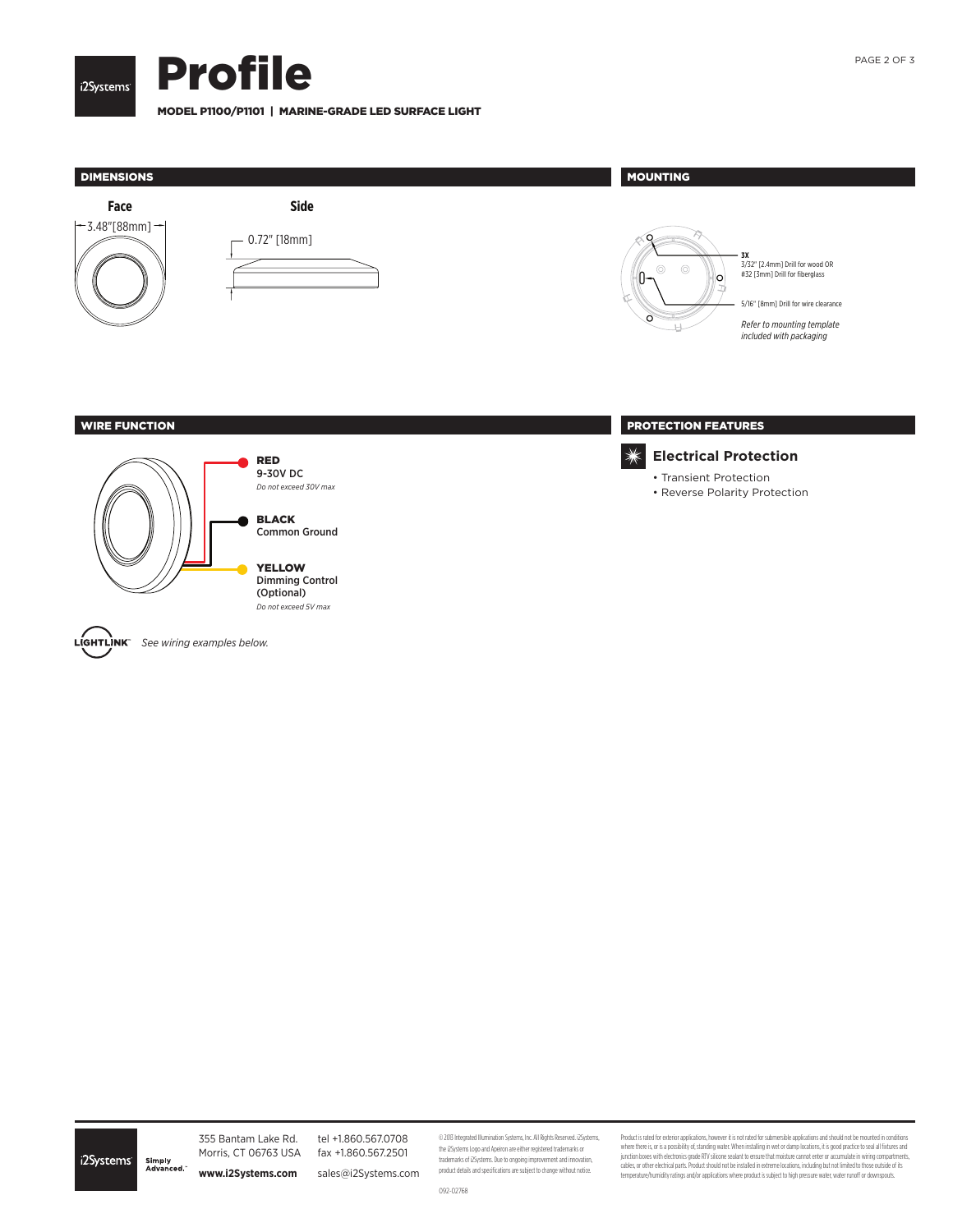# Profile

**MODEL P1100/P1101 | MARINE-GRADE LED SURFACE LIGHT**

## DIMENSIONS

**Face**

3.48"[88mm]

**Side**

0.72" [18mm]

## MOUNTING

**3X**
3/32" [2.4mm] Drill for wood OR
#32 [3mm] Drill for fiberglass

5/16" [8mm] Drill for wire clearance

*Refer to mounting template included with packaging*

## WIRE FUNCTION

**RED**
9-30V DC
*Do not exceed 30V max*

**BLACK**
Common Ground

**YELLOW**
Dimming Control (Optional)
*Do not exceed 5V max*

LIGHTLINK™ *See wiring examples below.*

## PROTECTION FEATURES

### Electrical Protection

- Transient Protection
- Reverse Polarity Protection

---

i2Systems Simply Advanced.™

355 Bantam Lake Rd.
Morris, CT 06763 USA
**www.i2Systems.com**

tel +1.860.567.0708
fax +1.860.567.2501
sales@i2Systems.com

© 2013 Integrated Illumination Systems, Inc. All Rights Reserved. i2Systems, the i2Systems Logo and Apeiron are either registered trademarks or trademarks of i2Systems. Due to ongoing improvement and innovation, product details and specifications are subject to change without notice.

092-02768

Product is rated for exterior applications, however it is not rated for submersible applications and should not be mounted in conditions where there is, or is a possibility of, standing water. When installing in wet or damp locations, it is good practice to seal all fixtures and junction boxes with electronics grade RTV silicone sealant to ensure that moisture cannot enter or accumulate in wiring compartments, cables, or other electrical parts. Product should not be installed in extreme locations, including but not limited to those outside of its temperature/humidity ratings and/or applications where product is subject to high pressure water, water runoff or downspouts.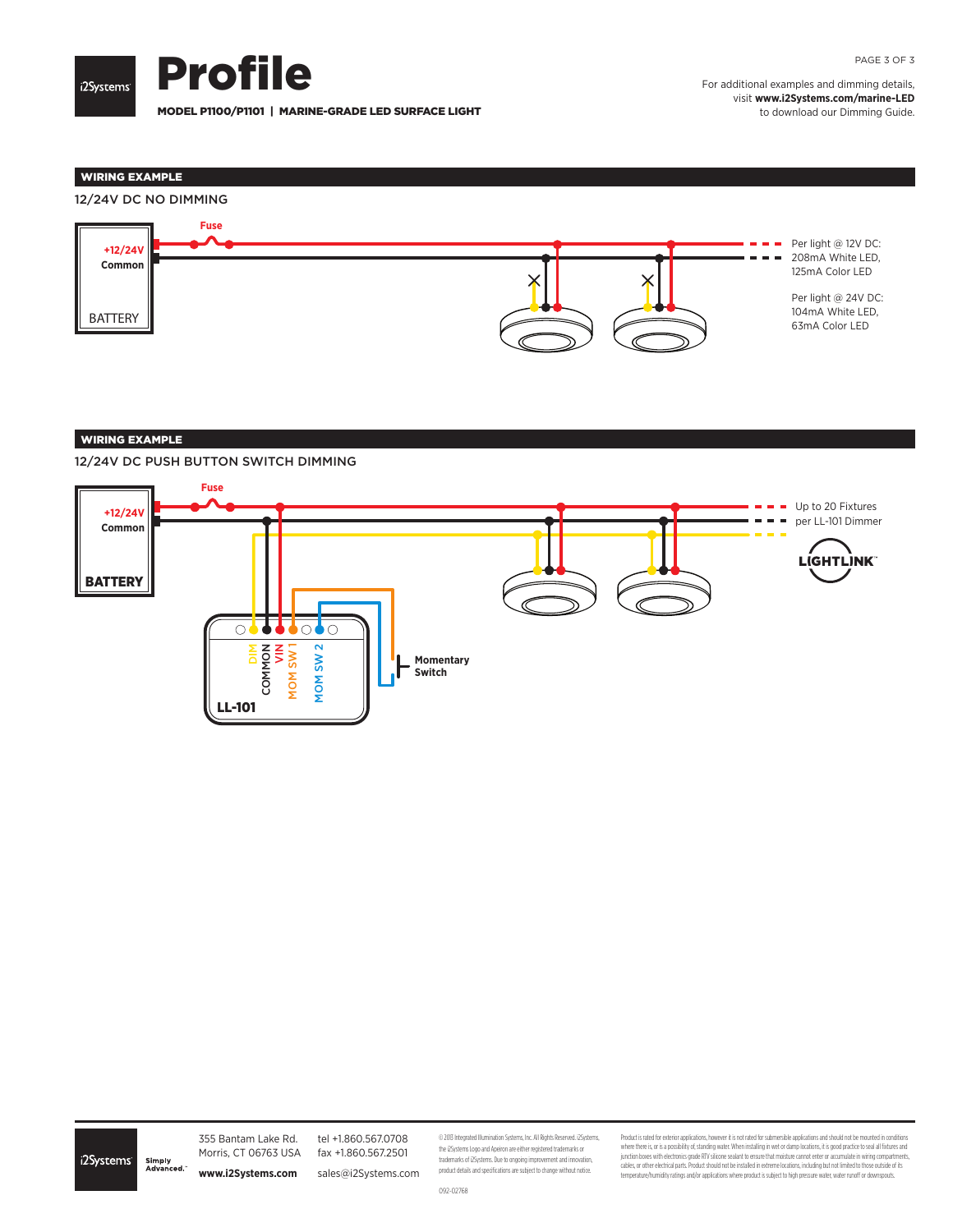# Profile

**MODEL P1100/P1101 | MARINE-GRADE LED SURFACE LIGHT**

For additional examples and dimming details, visit **www.i2Systems.com/marine-LED** to download our Dimming Guide.

## WIRING EXAMPLE

### 12/24V DC NO DIMMING

Fuse

+12/24V
Common
BATTERY

Per light @ 12V DC:
208mA White LED,
125mA Color LED

Per light @ 24V DC:
104mA White LED,
63mA Color LED

## WIRING EXAMPLE

### 12/24V DC PUSH BUTTON SWITCH DIMMING

Fuse

+12/24V
Common
BATTERY

Up to 20 Fixtures
per LL-101 Dimmer

LIGHTLINK™

DIM
COMMON
VIN
MOM SW 1
MOM SW 2
LL-101

Momentary Switch

355 Bantam Lake Rd.
Morris, CT 06763 USA
**www.i2Systems.com**

tel +1.860.567.0708
fax +1.860.567.2501
sales@i2Systems.com

© 2013 Integrated Illumination Systems, Inc. All Rights Reserved. i2Systems, the i2Systems Logo and Aperion are either registered trademarks or trademarks of i2Systems. Due to ongoing improvement and innovation, product details and specifications are subject to change without notice.

092-02768

Product is rated for exterior applications, however it is not rated for submersible applications and should not be mounted in conditions where there is, or is a possibility of, standing water. When installing in wet or damp locations, it is good practice to seal all fixtures and junction boxes with electronics grade RTV silicone sealant to ensure that moisture cannot enter or accumulate in wiring compartments, cables, or other electrical parts. Product should not be installed in extreme locations, including but not limited to those outside of its temperature/humidity ratings and/or applications where product is subject to high pressure water, water runoff or downspouts.